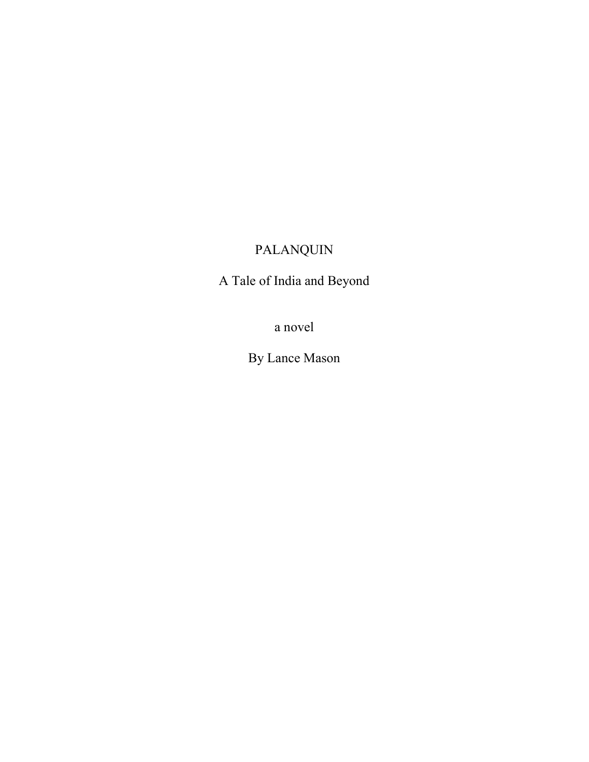# PALANQUIN

## A Tale of India and Beyond

a novel

By Lance Mason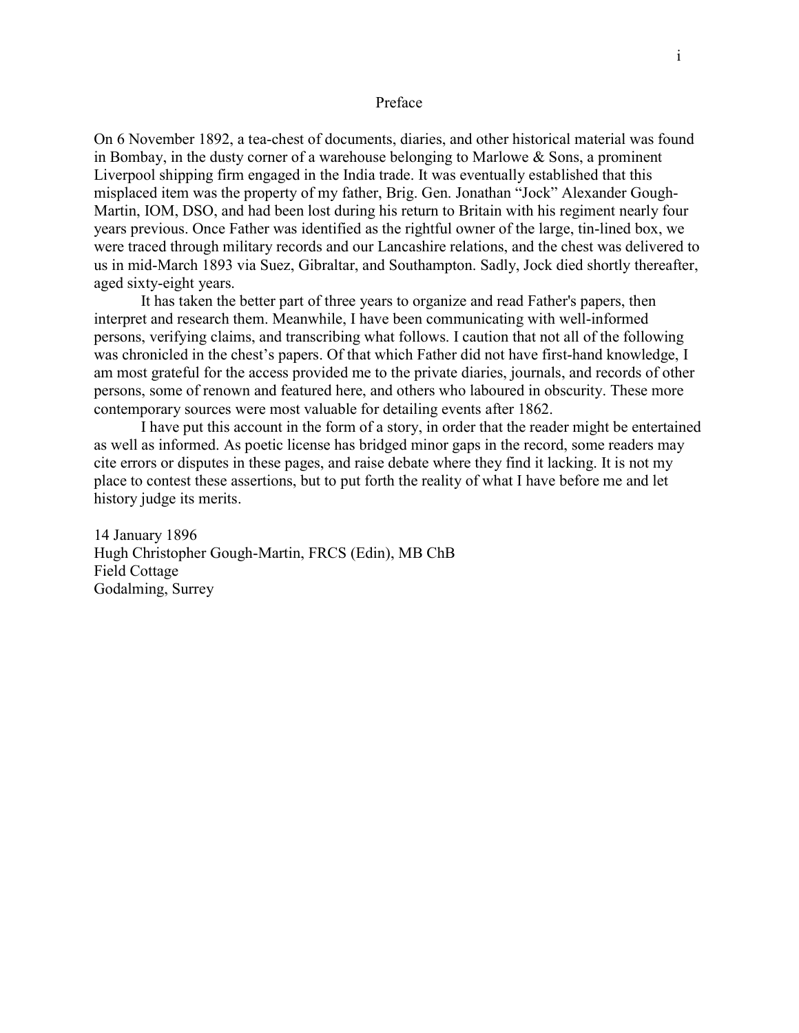# Preface

On 6 November 1892, a tea-chest of documents, diaries, and other historical material was found in Bombay, in the dusty corner of a warehouse belonging to Marlowe & Sons, a prominent Liverpool shipping firm engaged in the India trade. It was eventually established that this misplaced item was the property of my father, Brig. Gen. Jonathan "Jock" Alexander Gough-Martin, IOM, DSO, and had been lost during his return to Britain with his regiment nearly four years previous. Once Father was identified as the rightful owner of the large, tin-lined box, we were traced through military records and our Lancashire relations, and the chest was delivered to us in mid-March 1893 via Suez, Gibraltar, and Southampton. Sadly, Jock died shortly thereafter, aged sixty-eight years.

It has taken the better part of three years to organize and read Father's papers, then interpret and research them. Meanwhile, I have been communicating with well-informed persons, verifying claims, and transcribing what follows. I caution that not all of the following was chronicled in the chest's papers. Of that which Father did not have first-hand knowledge, I am most grateful for the access provided me to the private diaries, journals, and records of other persons, some of renown and featured here, and others who laboured in obscurity. These more contemporary sources were most valuable for detailing events after 1862.

I have put this account in the form of a story, in order that the reader might be entertained as well as informed. As poetic license has bridged minor gaps in the record, some readers may cite errors or disputes in these pages, and raise debate where they find it lacking. It is not my place to contest these assertions, but to put forth the reality of what I have before me and let history judge its merits.

14 January 1896  
Hugh Christopher Gough-Martin, FRCS (Edin), MB ChB  
Field Cottage  
Godalming, Surrey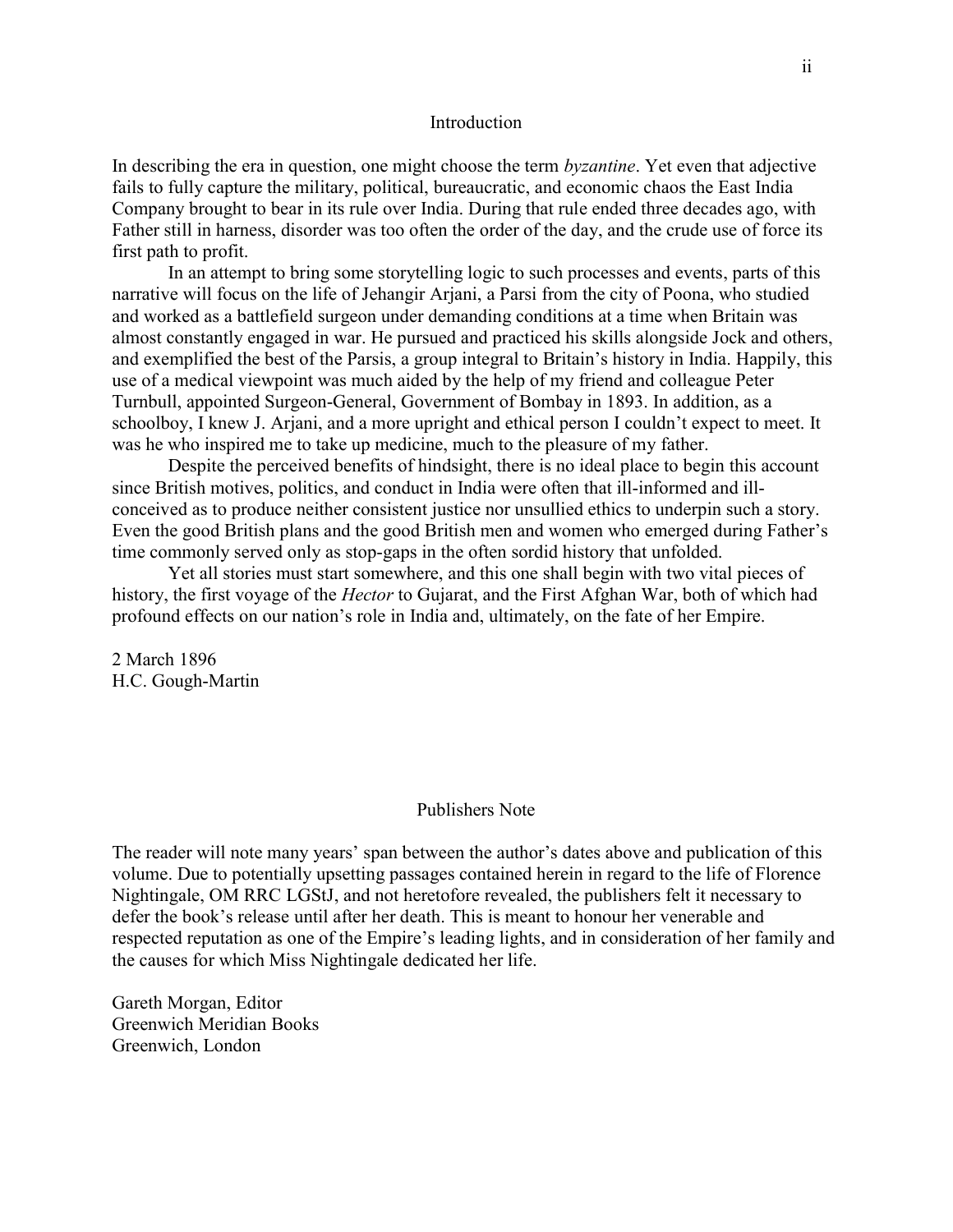## Introduction

In describing the era in question, one might choose the term *byzantine*. Yet even that adjective fails to fully capture the military, political, bureaucratic, and economic chaos the East India Company brought to bear in its rule over India. During that rule ended three decades ago, with Father still in harness, disorder was too often the order of the day, and the crude use of force its first path to profit.

In an attempt to bring some storytelling logic to such processes and events, parts of this narrative will focus on the life of Jehangir Arjani, a Parsi from the city of Poona, who studied and worked as a battlefield surgeon under demanding conditions at a time when Britain was almost constantly engaged in war. He pursued and practiced his skills alongside Jock and others, and exemplified the best of the Parsis, a group integral to Britain's history in India. Happily, this use of a medical viewpoint was much aided by the help of my friend and colleague Peter Turnbull, appointed Surgeon-General, Government of Bombay in 1893. In addition, as a schoolboy, I knew J. Arjani, and a more upright and ethical person I couldn't expect to meet. It was he who inspired me to take up medicine, much to the pleasure of my father.

Despite the perceived benefits of hindsight, there is no ideal place to begin this account since British motives, politics, and conduct in India were often that ill-informed and ill-conceived as to produce neither consistent justice nor unsullied ethics to underpin such a story. Even the good British plans and the good British men and women who emerged during Father's time commonly served only as stop-gaps in the often sordid history that unfolded.

Yet all stories must start somewhere, and this one shall begin with two vital pieces of history, the first voyage of the *Hector* to Gujarat, and the First Afghan War, both of which had profound effects on our nation's role in India and, ultimately, on the fate of her Empire.

2 March 1896
H.C. Gough-Martin

## Publishers Note

The reader will note many years' span between the author's dates above and publication of this volume. Due to potentially upsetting passages contained herein in regard to the life of Florence Nightingale, OM RRC LGStJ, and not heretofore revealed, the publishers felt it necessary to defer the book's release until after her death. This is meant to honour her venerable and respected reputation as one of the Empire's leading lights, and in consideration of her family and the causes for which Miss Nightingale dedicated her life.

Gareth Morgan, Editor
Greenwich Meridian Books
Greenwich, London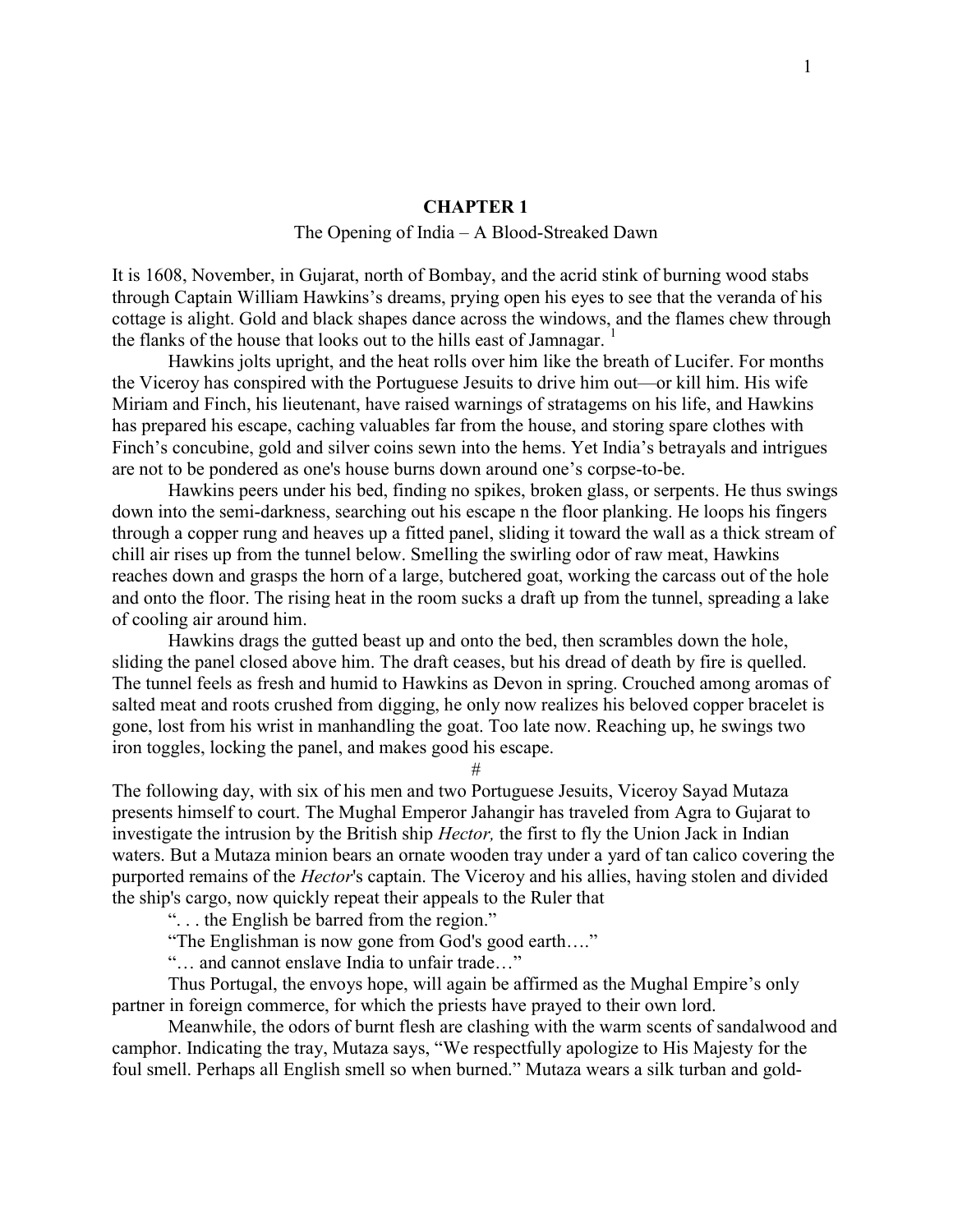# CHAPTER 1

The Opening of India – A Blood-Streaked Dawn

It is 1608, November, in Gujarat, north of Bombay, and the acrid stink of burning wood stabs through Captain William Hawkins's dreams, prying open his eyes to see that the veranda of his cottage is alight. Gold and black shapes dance across the windows, and the flames chew through the flanks of the house that looks out to the hills east of Jamnagar. [1]

Hawkins jolts upright, and the heat rolls over him like the breath of Lucifer. For months the Viceroy has conspired with the Portuguese Jesuits to drive him out—or kill him. His wife Miriam and Finch, his lieutenant, have raised warnings of stratagems on his life, and Hawkins has prepared his escape, caching valuables far from the house, and storing spare clothes with Finch's concubine, gold and silver coins sewn into the hems. Yet India's betrayals and intrigues are not to be pondered as one's house burns down around one's corpse-to-be.

Hawkins peers under his bed, finding no spikes, broken glass, or serpents. He thus swings down into the semi-darkness, searching out his escape n the floor planking. He loops his fingers through a copper rung and heaves up a fitted panel, sliding it toward the wall as a thick stream of chill air rises up from the tunnel below. Smelling the swirling odor of raw meat, Hawkins reaches down and grasps the horn of a large, butchered goat, working the carcass out of the hole and onto the floor. The rising heat in the room sucks a draft up from the tunnel, spreading a lake of cooling air around him.

Hawkins drags the gutted beast up and onto the bed, then scrambles down the hole, sliding the panel closed above him. The draft ceases, but his dread of death by fire is quelled. The tunnel feels as fresh and humid to Hawkins as Devon in spring. Crouched among aromas of salted meat and roots crushed from digging, he only now realizes his beloved copper bracelet is gone, lost from his wrist in manhandling the goat. Too late now. Reaching up, he swings two iron toggles, locking the panel, and makes good his escape.

#

The following day, with six of his men and two Portuguese Jesuits, Viceroy Sayad Mutaza presents himself to court. The Mughal Emperor Jahangir has traveled from Agra to Gujarat to investigate the intrusion by the British ship *Hector,* the first to fly the Union Jack in Indian waters. But a Mutaza minion bears an ornate wooden tray under a yard of tan calico covering the purported remains of the *Hector*'s captain. The Viceroy and his allies, having stolen and divided the ship's cargo, now quickly repeat their appeals to the Ruler that

". . . the English be barred from the region."

"The Englishman is now gone from God's good earth…."

"… and cannot enslave India to unfair trade…"

Thus Portugal, the envoys hope, will again be affirmed as the Mughal Empire's only partner in foreign commerce, for which the priests have prayed to their own lord.

Meanwhile, the odors of burnt flesh are clashing with the warm scents of sandalwood and camphor. Indicating the tray, Mutaza says, "We respectfully apologize to His Majesty for the foul smell. Perhaps all English smell so when burned." Mutaza wears a silk turban and gold-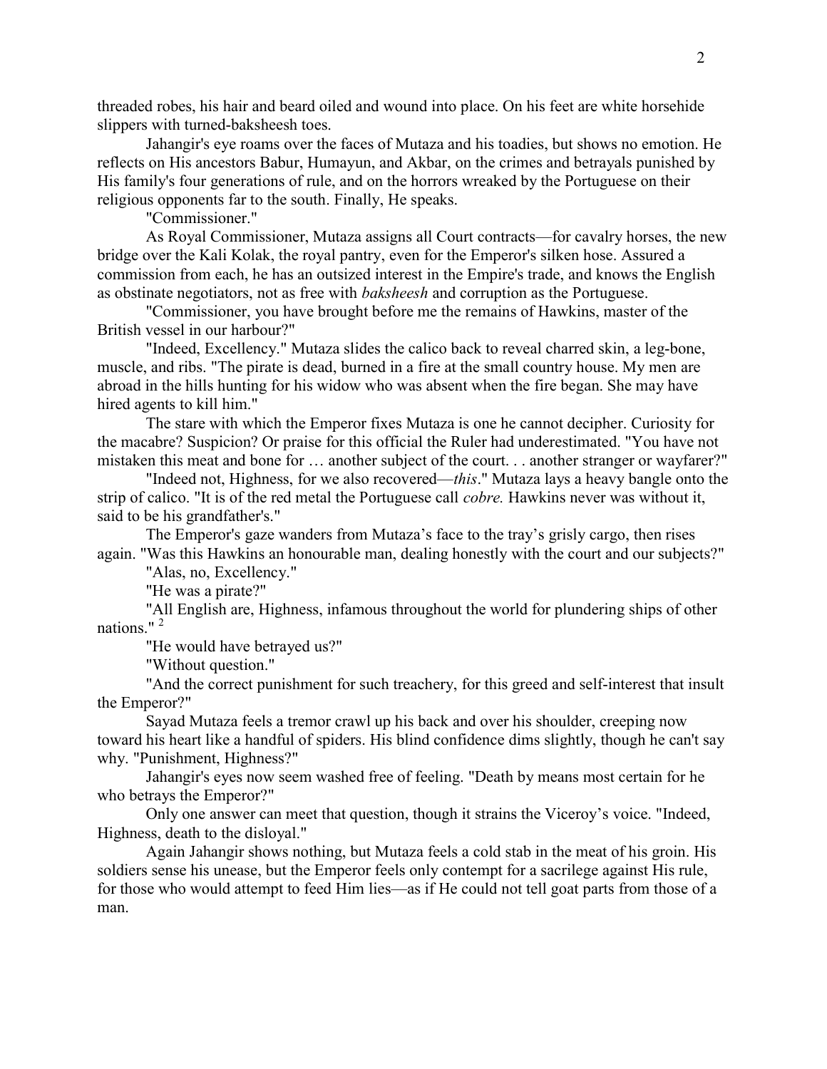threaded robes, his hair and beard oiled and wound into place. On his feet are white horsehide slippers with turned-baksheesh toes.

Jahangir's eye roams over the faces of Mutaza and his toadies, but shows no emotion. He reflects on His ancestors Babur, Humayun, and Akbar, on the crimes and betrayals punished by His family's four generations of rule, and on the horrors wreaked by the Portuguese on their religious opponents far to the south. Finally, He speaks.

"Commissioner."

As Royal Commissioner, Mutaza assigns all Court contracts—for cavalry horses, the new bridge over the Kali Kolak, the royal pantry, even for the Emperor's silken hose. Assured a commission from each, he has an outsized interest in the Empire's trade, and knows the English as obstinate negotiators, not as free with *baksheesh* and corruption as the Portuguese.

"Commissioner, you have brought before me the remains of Hawkins, master of the British vessel in our harbour?"

"Indeed, Excellency." Mutaza slides the calico back to reveal charred skin, a leg-bone, muscle, and ribs. "The pirate is dead, burned in a fire at the small country house. My men are abroad in the hills hunting for his widow who was absent when the fire began. She may have hired agents to kill him."

The stare with which the Emperor fixes Mutaza is one he cannot decipher. Curiosity for the macabre? Suspicion? Or praise for this official the Ruler had underestimated. "You have not mistaken this meat and bone for … another subject of the court. . . another stranger or wayfarer?"

"Indeed not, Highness, for we also recovered—*this*." Mutaza lays a heavy bangle onto the strip of calico. "It is of the red metal the Portuguese call *cobre.* Hawkins never was without it, said to be his grandfather's."

The Emperor's gaze wanders from Mutaza's face to the tray's grisly cargo, then rises again. "Was this Hawkins an honourable man, dealing honestly with the court and our subjects?"

"Alas, no, Excellency."

"He was a pirate?"

"All English are, Highness, infamous throughout the world for plundering ships of other nations." [2]

"He would have betrayed us?"

"Without question."

"And the correct punishment for such treachery, for this greed and self-interest that insult the Emperor?"

Sayad Mutaza feels a tremor crawl up his back and over his shoulder, creeping now toward his heart like a handful of spiders. His blind confidence dims slightly, though he can't say why. "Punishment, Highness?"

Jahangir's eyes now seem washed free of feeling. "Death by means most certain for he who betrays the Emperor?"

Only one answer can meet that question, though it strains the Viceroy's voice. "Indeed, Highness, death to the disloyal."

Again Jahangir shows nothing, but Mutaza feels a cold stab in the meat of his groin. His soldiers sense his unease, but the Emperor feels only contempt for a sacrilege against His rule, for those who would attempt to feed Him lies—as if He could not tell goat parts from those of a man.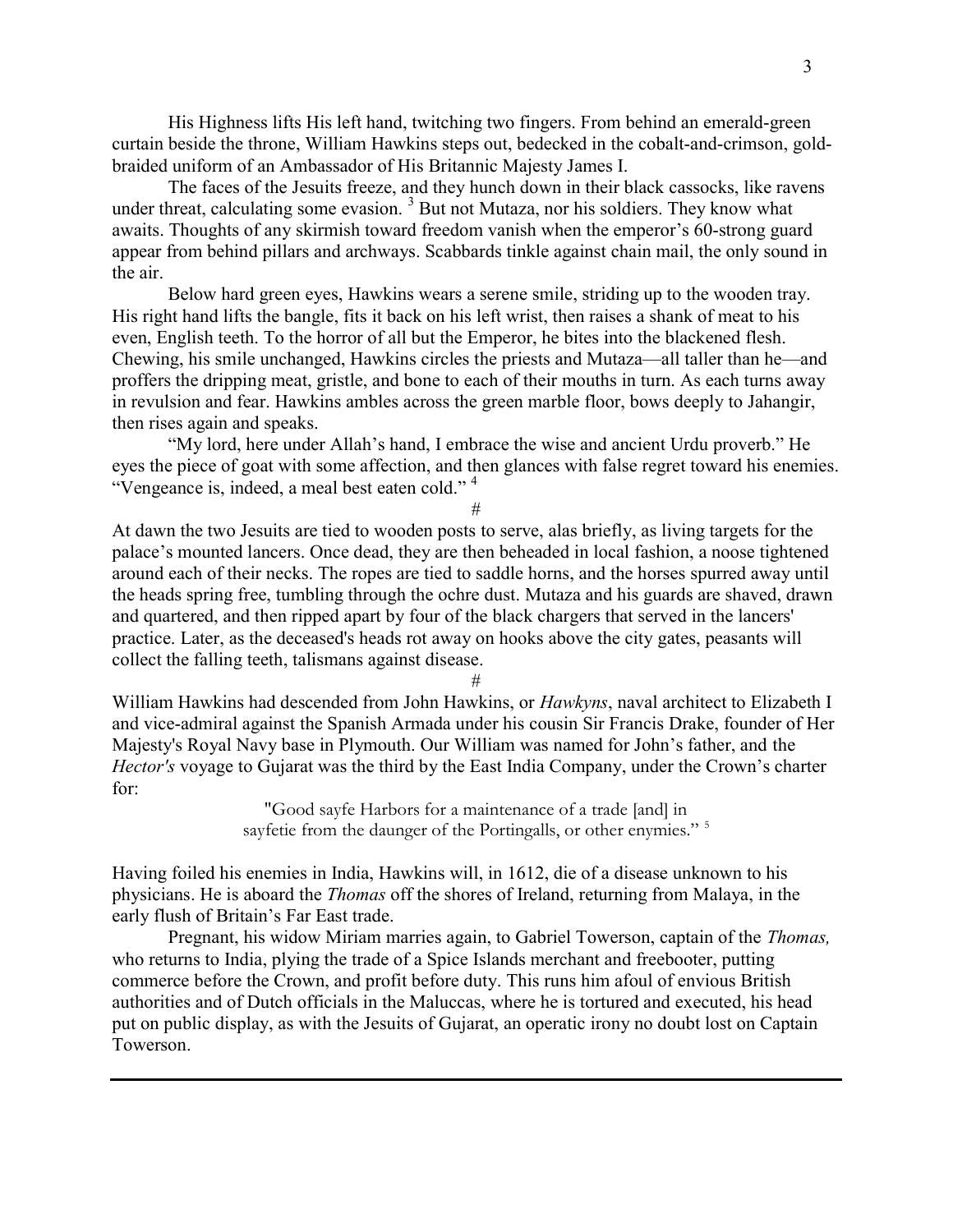His Highness lifts His left hand, twitching two fingers. From behind an emerald-green curtain beside the throne, William Hawkins steps out, bedecked in the cobalt-and-crimson, gold-braided uniform of an Ambassador of His Britannic Majesty James I.

The faces of the Jesuits freeze, and they hunch down in their black cassocks, like ravens under threat, calculating some evasion. [3] But not Mutaza, nor his soldiers. They know what awaits. Thoughts of any skirmish toward freedom vanish when the emperor's 60-strong guard appear from behind pillars and archways. Scabbards tinkle against chain mail, the only sound in the air.

Below hard green eyes, Hawkins wears a serene smile, striding up to the wooden tray. His right hand lifts the bangle, fits it back on his left wrist, then raises a shank of meat to his even, English teeth. To the horror of all but the Emperor, he bites into the blackened flesh. Chewing, his smile unchanged, Hawkins circles the priests and Mutaza—all taller than he—and proffers the dripping meat, gristle, and bone to each of their mouths in turn. As each turns away in revulsion and fear. Hawkins ambles across the green marble floor, bows deeply to Jahangir, then rises again and speaks.

"My lord, here under Allah's hand, I embrace the wise and ancient Urdu proverb." He eyes the piece of goat with some affection, and then glances with false regret toward his enemies. "Vengeance is, indeed, a meal best eaten cold." [4]

#

At dawn the two Jesuits are tied to wooden posts to serve, alas briefly, as living targets for the palace's mounted lancers. Once dead, they are then beheaded in local fashion, a noose tightened around each of their necks. The ropes are tied to saddle horns, and the horses spurred away until the heads spring free, tumbling through the ochre dust. Mutaza and his guards are shaved, drawn and quartered, and then ripped apart by four of the black chargers that served in the lancers' practice. Later, as the deceased's heads rot away on hooks above the city gates, peasants will collect the falling teeth, talismans against disease.

#

William Hawkins had descended from John Hawkins, or *Hawkyns*, naval architect to Elizabeth I and vice-admiral against the Spanish Armada under his cousin Sir Francis Drake, founder of Her Majesty's Royal Navy base in Plymouth. Our William was named for John's father, and the *Hector's* voyage to Gujarat was the third by the East India Company, under the Crown's charter for:

> "Good sayfe Harbors for a maintenance of a trade [and] in sayfetie from the daunger of the Portingalls, or other enymies." [5]

Having foiled his enemies in India, Hawkins will, in 1612, die of a disease unknown to his physicians. He is aboard the *Thomas* off the shores of Ireland, returning from Malaya, in the early flush of Britain's Far East trade.

Pregnant, his widow Miriam marries again, to Gabriel Towerson, captain of the *Thomas,* who returns to India, plying the trade of a Spice Islands merchant and freebooter, putting commerce before the Crown, and profit before duty. This runs him afoul of envious British authorities and of Dutch officials in the Maluccas, where he is tortured and executed, his head put on public display, as with the Jesuits of Gujarat, an operatic irony no doubt lost on Captain Towerson.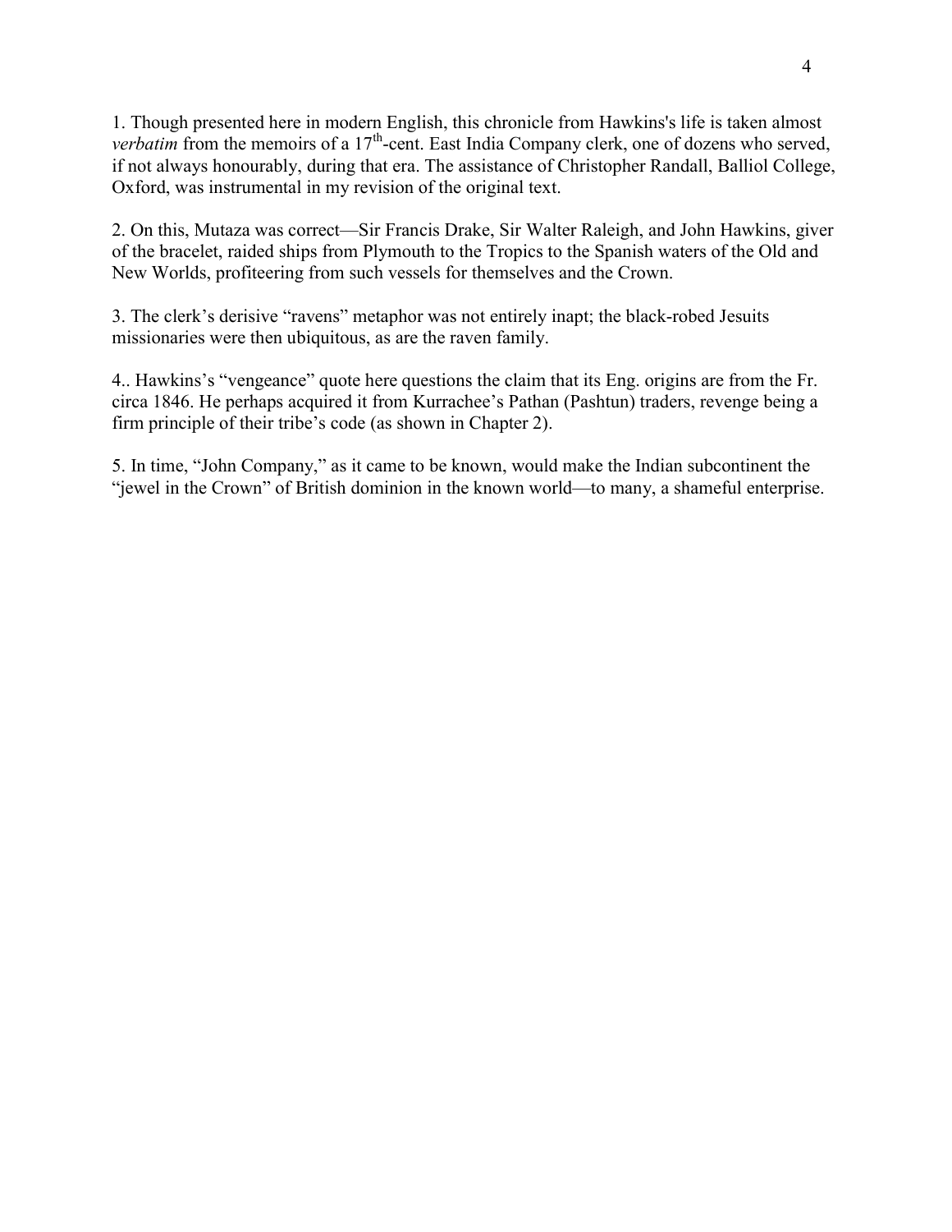1. Though presented here in modern English, this chronicle from Hawkins's life is taken almost *verbatim* from the memoirs of a 17th-cent. East India Company clerk, one of dozens who served, if not always honourably, during that era. The assistance of Christopher Randall, Balliol College, Oxford, was instrumental in my revision of the original text.

2. On this, Mutaza was correct—Sir Francis Drake, Sir Walter Raleigh, and John Hawkins, giver of the bracelet, raided ships from Plymouth to the Tropics to the Spanish waters of the Old and New Worlds, profiteering from such vessels for themselves and the Crown.

3. The clerk's derisive "ravens" metaphor was not entirely inapt; the black-robed Jesuits missionaries were then ubiquitous, as are the raven family.

4.. Hawkins's "vengeance" quote here questions the claim that its Eng. origins are from the Fr. circa 1846. He perhaps acquired it from Kurrachee's Pathan (Pashtun) traders, revenge being a firm principle of their tribe's code (as shown in Chapter 2).

5. In time, "John Company," as it came to be known, would make the Indian subcontinent the "jewel in the Crown" of British dominion in the known world—to many, a shameful enterprise.